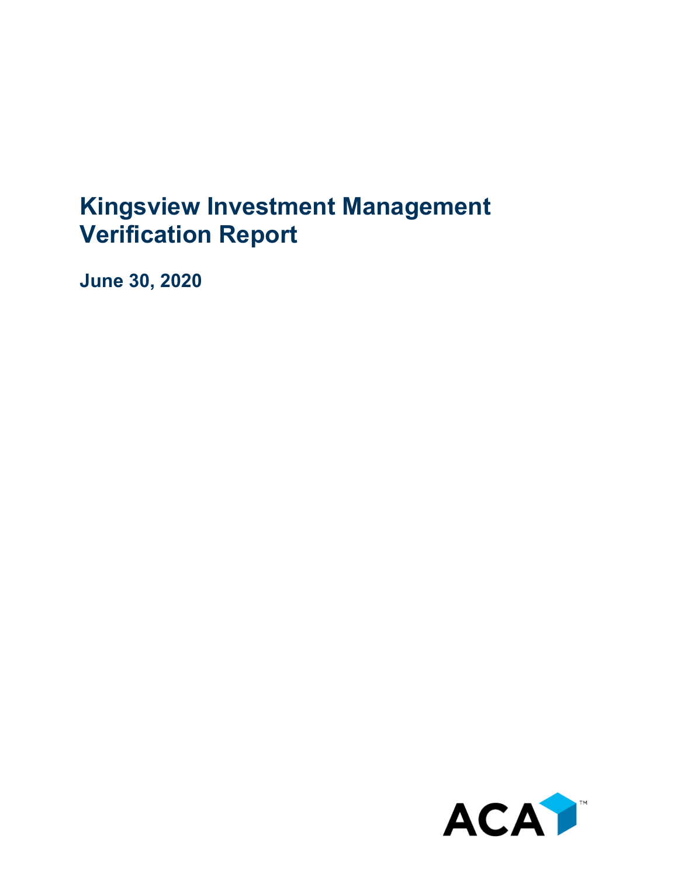# Kingsview Investment Management Verification Report

**June 30, 2020**

ACA™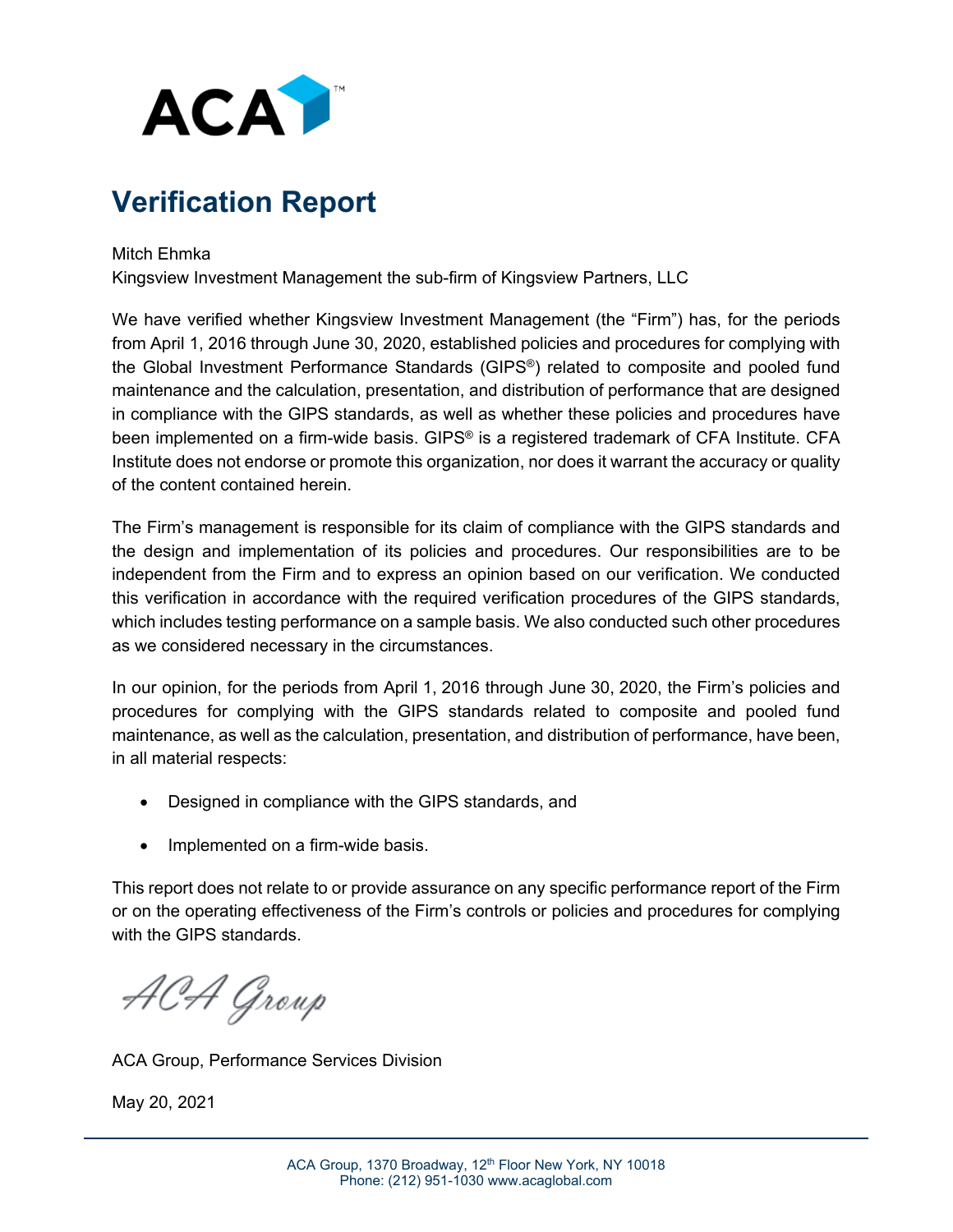# Verification Report

Mitch Ehmka
Kingsview Investment Management the sub-firm of Kingsview Partners, LLC

We have verified whether Kingsview Investment Management (the "Firm") has, for the periods from April 1, 2016 through June 30, 2020, established policies and procedures for complying with the Global Investment Performance Standards (GIPS®) related to composite and pooled fund maintenance and the calculation, presentation, and distribution of performance that are designed in compliance with the GIPS standards, as well as whether these policies and procedures have been implemented on a firm-wide basis. GIPS® is a registered trademark of CFA Institute. CFA Institute does not endorse or promote this organization, nor does it warrant the accuracy or quality of the content contained herein.

The Firm's management is responsible for its claim of compliance with the GIPS standards and the design and implementation of its policies and procedures. Our responsibilities are to be independent from the Firm and to express an opinion based on our verification. We conducted this verification in accordance with the required verification procedures of the GIPS standards, which includes testing performance on a sample basis. We also conducted such other procedures as we considered necessary in the circumstances.

In our opinion, for the periods from April 1, 2016 through June 30, 2020, the Firm's policies and procedures for complying with the GIPS standards related to composite and pooled fund maintenance, as well as the calculation, presentation, and distribution of performance, have been, in all material respects:

- Designed in compliance with the GIPS standards, and
- Implemented on a firm-wide basis.

This report does not relate to or provide assurance on any specific performance report of the Firm or on the operating effectiveness of the Firm's controls or policies and procedures for complying with the GIPS standards.

ACA Group

ACA Group, Performance Services Division

May 20, 2021

ACA Group, 1370 Broadway, 12th Floor New York, NY 10018
Phone: (212) 951-1030 www.acaglobal.com